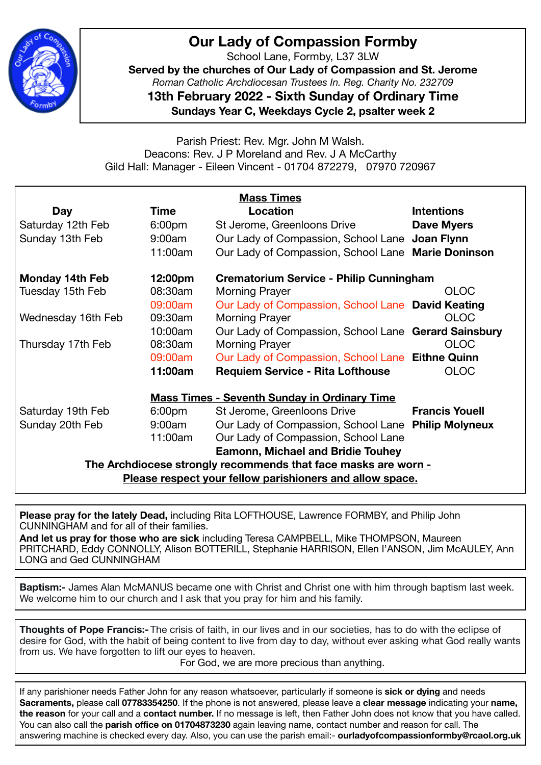# Our Lady of Compassion Formby

School Lane, Formby, L37 3LW

**Served by the churches of Our Lady of Compassion and St. Jerome**

*Roman Catholic Archdiocesan Trustees In. Reg. Charity No. 232709*

## 13th February 2022 - Sixth Sunday of Ordinary Time

**Sundays Year C, Weekdays Cycle 2, psalter week 2**

Parish Priest: Rev. Mgr. John M Walsh.
Deacons: Rev. J P Moreland and Rev. J A McCarthy
Gild Hall: Manager - Eileen Vincent - 01704 872279, 07970 720967

**Mass Times**

| Day | Time | Location | Intentions |
|---|---|---|---|
| Saturday 12th Feb | 6:00pm | St Jerome, Greenloons Drive | **Dave Myers** |
| Sunday 13th Feb | 9:00am | Our Lady of Compassion, School Lane | **Joan Flynn** |
| | 11:00am | Our Lady of Compassion, School Lane | **Marie Doninson** |
| **Monday 14th Feb** | **12:00pm** | **Crematorium Service - Philip Cunningham** | |
| Tuesday 15th Feb | 08:30am | Morning Prayer | OLOC |
| | 09:00am | Our Lady of Compassion, School Lane | **David Keating** |
| Wednesday 16th Feb | 09:30am | Morning Prayer | OLOC |
| | 10:00am | Our Lady of Compassion, School Lane | **Gerard Sainsbury** |
| Thursday 17th Feb | 08:30am | Morning Prayer | OLOC |
| | 09:00am | Our Lady of Compassion, School Lane | **Eithne Quinn** |
| | **11:00am** | **Requiem Service - Rita Lofthouse** | OLOC |

**Mass Times - Seventh Sunday in Ordinary Time**

| Day | Time | Location | Intentions |
|---|---|---|---|
| Saturday 19th Feb | 6:00pm | St Jerome, Greenloons Drive | **Francis Youell** |
| Sunday 20th Feb | 9:00am | Our Lady of Compassion, School Lane | **Philip Molyneux** |
| | 11:00am | Our Lady of Compassion, School Lane **Eamonn, Michael and Bridie Touhey** | |

**The Archdiocese strongly recommends that face masks are worn - Please respect your fellow parishioners and allow space.**

**Please pray for the lately Dead,** including Rita LOFTHOUSE, Lawrence FORMBY, and Philip John CUNNINGHAM and for all of their families.
**And let us pray for those who are sick** including Teresa CAMPBELL, Mike THOMPSON, Maureen PRITCHARD, Eddy CONNOLLY, Alison BOTTERILL, Stephanie HARRISON, Ellen I'ANSON, Jim McAULEY, Ann LONG and Ged CUNNINGHAM

**Baptism:-** James Alan McMANUS became one with Christ and Christ one with him through baptism last week. We welcome him to our church and I ask that you pray for him and his family.

**Thoughts of Pope Francis:-** The crisis of faith, in our lives and in our societies, has to do with the eclipse of desire for God, with the habit of being content to live from day to day, without ever asking what God really wants from us. We have forgotten to lift our eyes to heaven.
For God, we are more precious than anything.

If any parishioner needs Father John for any reason whatsoever, particularly if someone is **sick or dying** and needs **Sacraments,** please call **07783354250**. If the phone is not answered, please leave a **clear message** indicating your **name, the reason** for your call and a **contact number.** If no message is left, then Father John does not know that you have called. You can also call the **parish office on 01704873230** again leaving name, contact number and reason for call. The answering machine is checked every day. Also, you can use the parish email:- **ourladyofcompassionformby@rcaol.org.uk**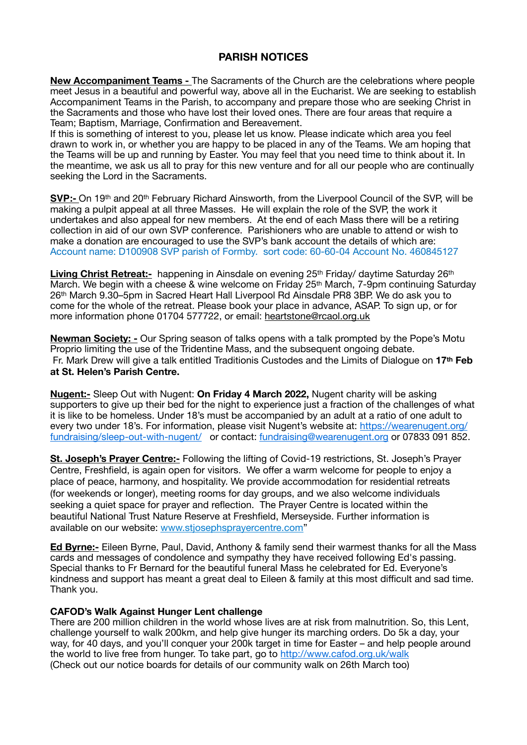# PARISH NOTICES

**New Accompaniment Teams -** The Sacraments of the Church are the celebrations where people meet Jesus in a beautiful and powerful way, above all in the Eucharist. We are seeking to establish Accompaniment Teams in the Parish, to accompany and prepare those who are seeking Christ in the Sacraments and those who have lost their loved ones. There are four areas that require a Team; Baptism, Marriage, Confirmation and Bereavement.
If this is something of interest to you, please let us know. Please indicate which area you feel drawn to work in, or whether you are happy to be placed in any of the Teams. We am hoping that the Teams will be up and running by Easter. You may feel that you need time to think about it. In the meantime, we ask us all to pray for this new venture and for all our people who are continually seeking the Lord in the Sacraments.

**SVP:-** On 19th and 20th February Richard Ainsworth, from the Liverpool Council of the SVP, will be making a pulpit appeal at all three Masses. He will explain the role of the SVP, the work it undertakes and also appeal for new members. At the end of each Mass there will be a retiring collection in aid of our own SVP conference. Parishioners who are unable to attend or wish to make a donation are encouraged to use the SVP's bank account the details of which are: Account name: D100908 SVP parish of Formby. sort code: 60-60-04 Account No. 460845127

**Living Christ Retreat:-** happening in Ainsdale on evening 25th Friday/ daytime Saturday 26th March. We begin with a cheese & wine welcome on Friday 25th March, 7-9pm continuing Saturday 26th March 9.30–5pm in Sacred Heart Hall Liverpool Rd Ainsdale PR8 3BP. We do ask you to come for the whole of the retreat. Please book your place in advance, ASAP. To sign up, or for more information phone 01704 577722, or email: heartstone@rcaol.org.uk

**Newman Society: -** Our Spring season of talks opens with a talk prompted by the Pope's Motu Proprio limiting the use of the Tridentine Mass, and the subsequent ongoing debate.
Fr. Mark Drew will give a talk entitled Traditionis Custodes and the Limits of Dialogue on **17th Feb at St. Helen's Parish Centre.**

**Nugent:-** Sleep Out with Nugent: **On Friday 4 March 2022,** Nugent charity will be asking supporters to give up their bed for the night to experience just a fraction of the challenges of what it is like to be homeless. Under 18's must be accompanied by an adult at a ratio of one adult to every two under 18's. For information, please visit Nugent's website at: https://wearenugent.org/fundraising/sleep-out-with-nugent/ or contact: fundraising@wearenugent.org or 07833 091 852.

**St. Joseph's Prayer Centre:-** Following the lifting of Covid-19 restrictions, St. Joseph's Prayer Centre, Freshfield, is again open for visitors. We offer a warm welcome for people to enjoy a place of peace, harmony, and hospitality. We provide accommodation for residential retreats (for weekends or longer), meeting rooms for day groups, and we also welcome individuals seeking a quiet space for prayer and reflection. The Prayer Centre is located within the beautiful National Trust Nature Reserve at Freshfield, Merseyside. Further information is available on our website: www.stjosephsprayercentre.com"

**Ed Byrne:-** Eileen Byrne, Paul, David, Anthony & family send their warmest thanks for all the Mass cards and messages of condolence and sympathy they have received following Ed's passing. Special thanks to Fr Bernard for the beautiful funeral Mass he celebrated for Ed. Everyone's kindness and support has meant a great deal to Eileen & family at this most difficult and sad time. Thank you.

**CAFOD's Walk Against Hunger Lent challenge**
There are 200 million children in the world whose lives are at risk from malnutrition. So, this Lent, challenge yourself to walk 200km, and help give hunger its marching orders. Do 5k a day, your way, for 40 days, and you'll conquer your 200k target in time for Easter – and help people around the world to live free from hunger. To take part, go to http://www.cafod.org.uk/walk
(Check out our notice boards for details of our community walk on 26th March too)